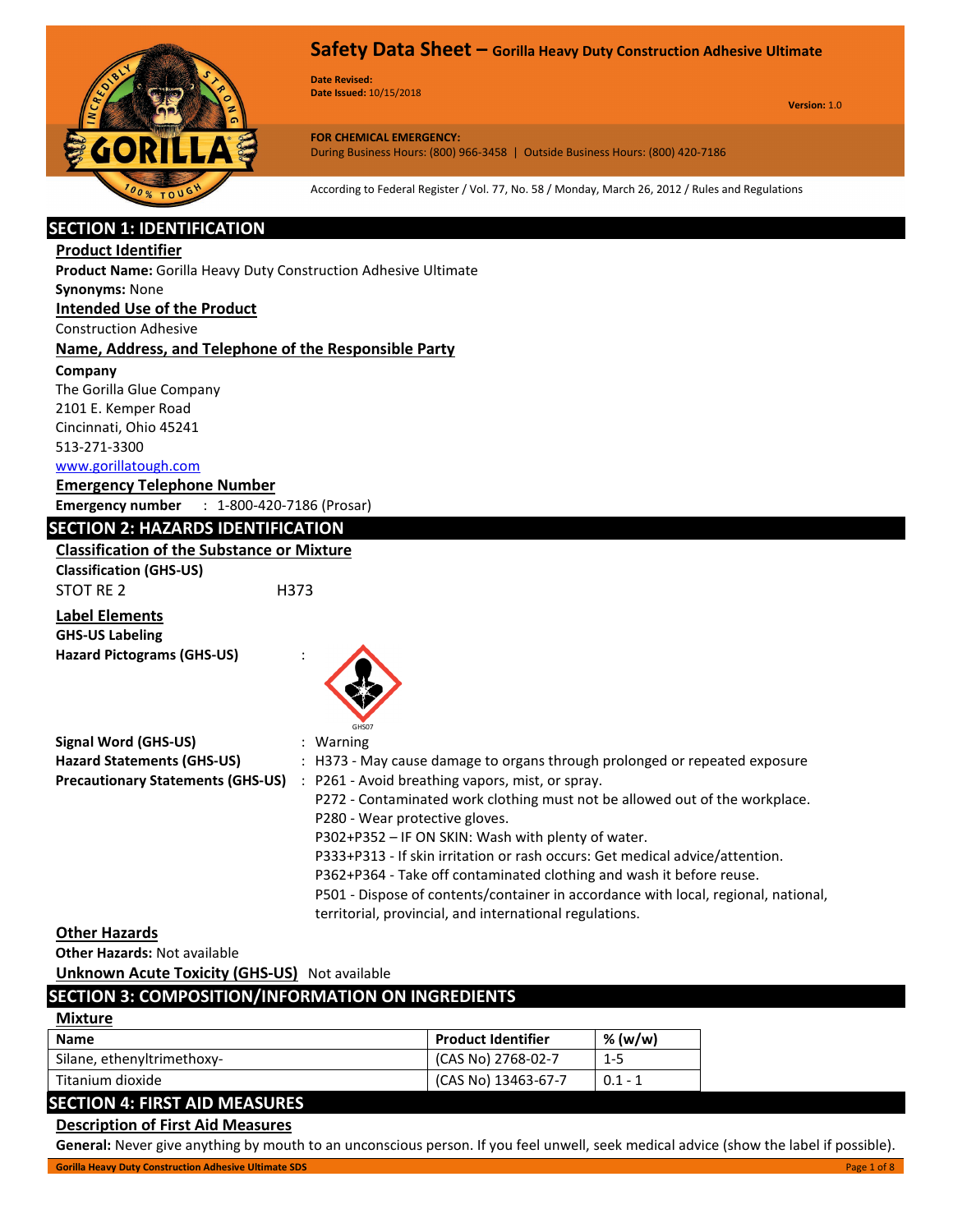# Safety Data Sheet – Gorilla Heavy Duty Construction Adhesive Ultimate

**Date Revised:**
**Date Issued:** 10/15/2018

**Version:** 1.0

**FOR CHEMICAL EMERGENCY:**
During Business Hours: (800) 966-3458 | Outside Business Hours: (800) 420-7186

According to Federal Register / Vol. 77, No. 58 / Monday, March 26, 2012 / Rules and Regulations

## SECTION 1: IDENTIFICATION

### Product Identifier

**Product Name:** Gorilla Heavy Duty Construction Adhesive Ultimate
**Synonyms:** None

### Intended Use of the Product

Construction Adhesive

### Name, Address, and Telephone of the Responsible Party

**Company**
The Gorilla Glue Company
2101 E. Kemper Road
Cincinnati, Ohio 45241
513-271-3300
www.gorillatough.com

### Emergency Telephone Number

**Emergency number** : 1-800-420-7186 (Prosar)

## SECTION 2: HAZARDS IDENTIFICATION

### Classification of the Substance or Mixture

**Classification (GHS-US)**

STOT RE 2 H373

### Label Elements

**GHS-US Labeling**

**Hazard Pictograms (GHS-US)** :

GHS07

**Signal Word (GHS-US)** : Warning

**Hazard Statements (GHS-US)** : H373 - May cause damage to organs through prolonged or repeated exposure

**Precautionary Statements (GHS-US)** : P261 - Avoid breathing vapors, mist, or spray.
P272 - Contaminated work clothing must not be allowed out of the workplace.
P280 - Wear protective gloves.
P302+P352 – IF ON SKIN: Wash with plenty of water.
P333+P313 - If skin irritation or rash occurs: Get medical advice/attention.
P362+P364 - Take off contaminated clothing and wash it before reuse.
P501 - Dispose of contents/container in accordance with local, regional, national, territorial, provincial, and international regulations.

### Other Hazards

**Other Hazards:** Not available

### Unknown Acute Toxicity (GHS-US)

Not available

## SECTION 3: COMPOSITION/INFORMATION ON INGREDIENTS

### Mixture

| Name | Product Identifier | % (w/w) |
|---|---|---|
| Silane, ethenyltrimethoxy- | (CAS No) 2768-02-7 | 1-5 |
| Titanium dioxide | (CAS No) 13463-67-7 | 0.1 - 1 |

## SECTION 4: FIRST AID MEASURES

### Description of First Aid Measures

**General:** Never give anything by mouth to an unconscious person. If you feel unwell, seek medical advice (show the label if possible).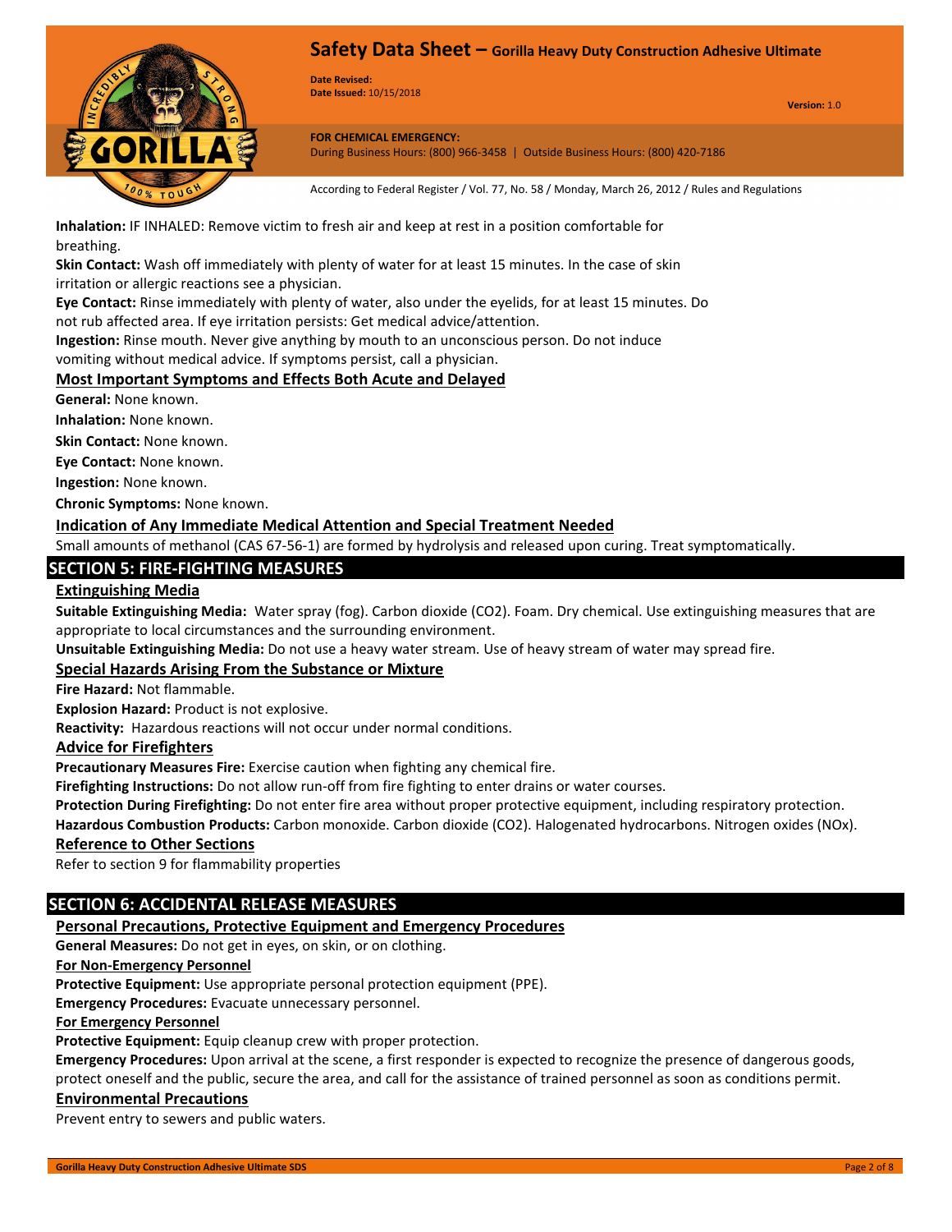**Inhalation:** IF INHALED: Remove victim to fresh air and keep at rest in a position comfortable for breathing.

**Skin Contact:** Wash off immediately with plenty of water for at least 15 minutes. In the case of skin irritation or allergic reactions see a physician.

**Eye Contact:** Rinse immediately with plenty of water, also under the eyelids, for at least 15 minutes. Do not rub affected area. If eye irritation persists: Get medical advice/attention.

**Ingestion:** Rinse mouth. Never give anything by mouth to an unconscious person. Do not induce vomiting without medical advice. If symptoms persist, call a physician.

### Most Important Symptoms and Effects Both Acute and Delayed

**General:** None known.

**Inhalation:** None known.

**Skin Contact:** None known.

**Eye Contact:** None known.

**Ingestion:** None known.

**Chronic Symptoms:** None known.

### Indication of Any Immediate Medical Attention and Special Treatment Needed

Small amounts of methanol (CAS 67-56-1) are formed by hydrolysis and released upon curing. Treat symptomatically.

## SECTION 5: FIRE-FIGHTING MEASURES

### Extinguishing Media

**Suitable Extinguishing Media:** Water spray (fog). Carbon dioxide ($CO_2$). Foam. Dry chemical. Use extinguishing measures that are appropriate to local circumstances and the surrounding environment.

**Unsuitable Extinguishing Media:** Do not use a heavy water stream. Use of heavy stream of water may spread fire.

### Special Hazards Arising From the Substance or Mixture

**Fire Hazard:** Not flammable.

**Explosion Hazard:** Product is not explosive.

**Reactivity:** Hazardous reactions will not occur under normal conditions.

### Advice for Firefighters

**Precautionary Measures Fire:** Exercise caution when fighting any chemical fire.

**Firefighting Instructions:** Do not allow run-off from fire fighting to enter drains or water courses.

**Protection During Firefighting:** Do not enter fire area without proper protective equipment, including respiratory protection.

**Hazardous Combustion Products:** Carbon monoxide. Carbon dioxide ($CO_2$). Halogenated hydrocarbons. Nitrogen oxides ($NO_x$).

### Reference to Other Sections

Refer to section 9 for flammability properties

## SECTION 6: ACCIDENTAL RELEASE MEASURES

### Personal Precautions, Protective Equipment and Emergency Procedures

**General Measures:** Do not get in eyes, on skin, or on clothing.

#### For Non-Emergency Personnel

**Protective Equipment:** Use appropriate personal protection equipment (PPE).

**Emergency Procedures:** Evacuate unnecessary personnel.

#### For Emergency Personnel

**Protective Equipment:** Equip cleanup crew with proper protection.

**Emergency Procedures:** Upon arrival at the scene, a first responder is expected to recognize the presence of dangerous goods, protect oneself and the public, secure the area, and call for the assistance of trained personnel as soon as conditions permit.

### Environmental Precautions

Prevent entry to sewers and public waters.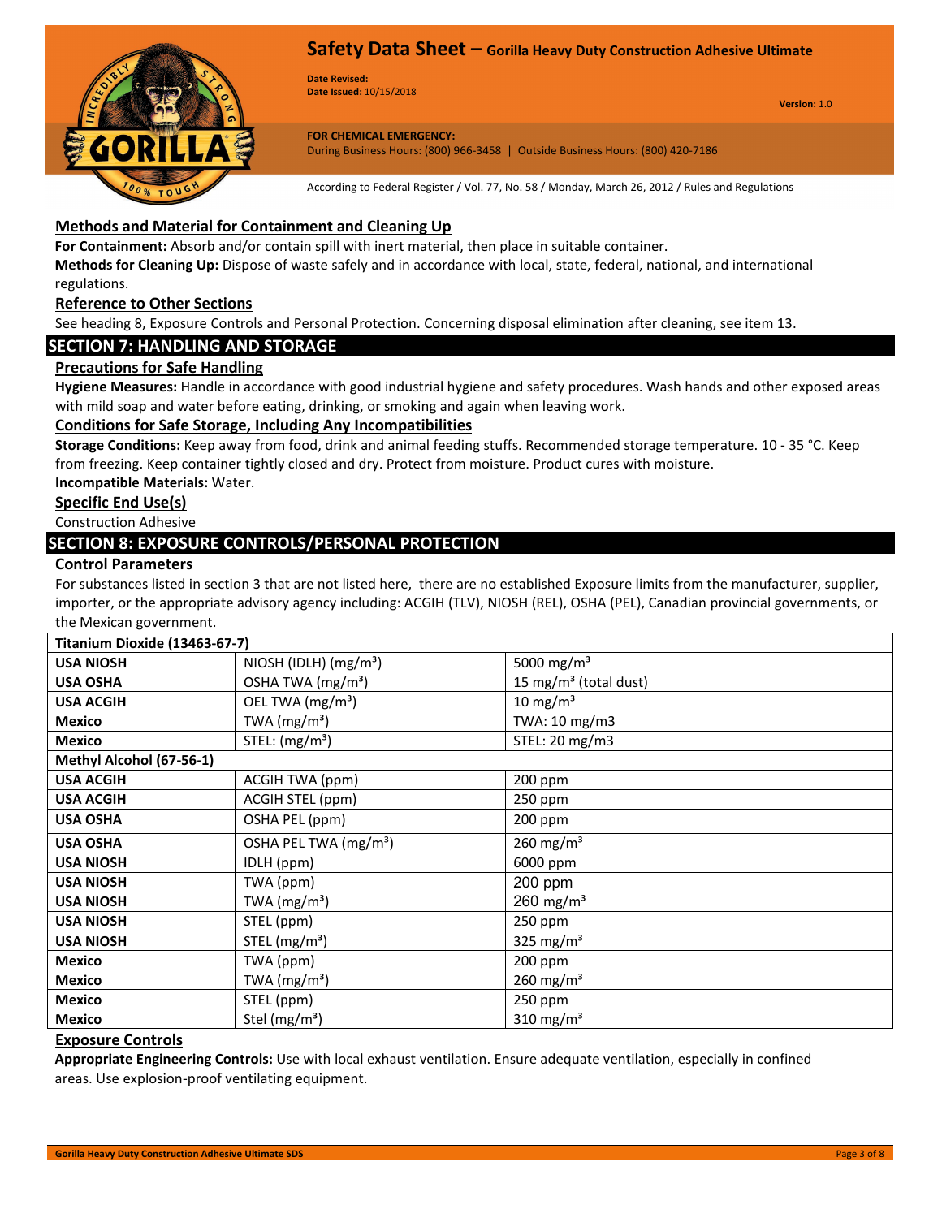### Methods and Material for Containment and Cleaning Up

**For Containment:** Absorb and/or contain spill with inert material, then place in suitable container.

**Methods for Cleaning Up:** Dispose of waste safely and in accordance with local, state, federal, national, and international regulations.

### Reference to Other Sections

See heading 8, Exposure Controls and Personal Protection. Concerning disposal elimination after cleaning, see item 13.

## SECTION 7: HANDLING AND STORAGE

### Precautions for Safe Handling

**Hygiene Measures:** Handle in accordance with good industrial hygiene and safety procedures. Wash hands and other exposed areas with mild soap and water before eating, drinking, or smoking and again when leaving work.

### Conditions for Safe Storage, Including Any Incompatibilities

**Storage Conditions:** Keep away from food, drink and animal feeding stuffs. Recommended storage temperature. 10 - 35 °C. Keep from freezing. Keep container tightly closed and dry. Protect from moisture. Product cures with moisture.

**Incompatible Materials:** Water.

### Specific End Use(s)

Construction Adhesive

## SECTION 8: EXPOSURE CONTROLS/PERSONAL PROTECTION

### Control Parameters

For substances listed in section 3 that are not listed here, there are no established Exposure limits from the manufacturer, supplier, importer, or the appropriate advisory agency including: ACGIH (TLV), NIOSH (REL), OSHA (PEL), Canadian provincial governments, or the Mexican government.

| Titanium Dioxide (13463-67-7) | | |
|---|---|---|
| **USA NIOSH** | NIOSH (IDLH) (mg/m³) | 5000 mg/m³ |
| **USA OSHA** | OSHA TWA (mg/m³) | 15 mg/m³ (total dust) |
| **USA ACGIH** | OEL TWA (mg/m³) | 10 mg/m³ |
| **Mexico** | TWA (mg/m³) | TWA: 10 mg/m3 |
| **Mexico** | STEL: (mg/m³) | STEL: 20 mg/m3 |
| **Methyl Alcohol (67-56-1)** | | |
| **USA ACGIH** | ACGIH TWA (ppm) | 200 ppm |
| **USA ACGIH** | ACGIH STEL (ppm) | 250 ppm |
| **USA OSHA** | OSHA PEL (ppm) | 200 ppm |
| **USA OSHA** | OSHA PEL TWA (mg/m³) | 260 mg/m³ |
| **USA NIOSH** | IDLH (ppm) | 6000 ppm |
| **USA NIOSH** | TWA (ppm) | 200 ppm |
| **USA NIOSH** | TWA (mg/m³) | 260 mg/m³ |
| **USA NIOSH** | STEL (ppm) | 250 ppm |
| **USA NIOSH** | STEL (mg/m³) | 325 mg/m³ |
| **Mexico** | TWA (ppm) | 200 ppm |
| **Mexico** | TWA (mg/m³) | 260 mg/m³ |
| **Mexico** | STEL (ppm) | 250 ppm |
| **Mexico** | Stel (mg/m³) | 310 mg/m³ |

### Exposure Controls

**Appropriate Engineering Controls:** Use with local exhaust ventilation. Ensure adequate ventilation, especially in confined areas. Use explosion-proof ventilating equipment.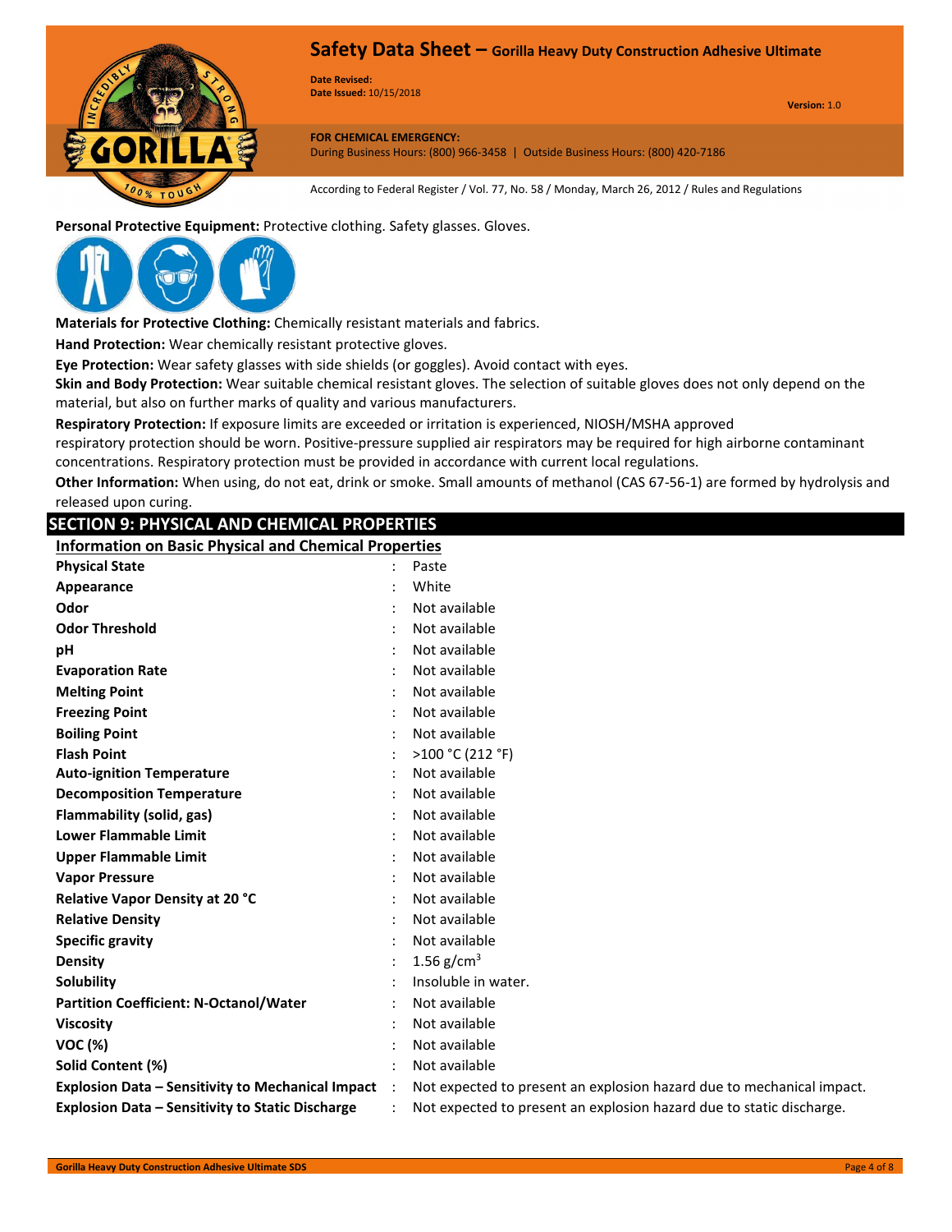**Personal Protective Equipment:** Protective clothing. Safety glasses. Gloves.

**Materials for Protective Clothing:** Chemically resistant materials and fabrics.

**Hand Protection:** Wear chemically resistant protective gloves.

**Eye Protection:** Wear safety glasses with side shields (or goggles). Avoid contact with eyes.

**Skin and Body Protection:** Wear suitable chemical resistant gloves. The selection of suitable gloves does not only depend on the material, but also on further marks of quality and various manufacturers.

**Respiratory Protection:** If exposure limits are exceeded or irritation is experienced, NIOSH/MSHA approved respiratory protection should be worn. Positive-pressure supplied air respirators may be required for high airborne contaminant concentrations. Respiratory protection must be provided in accordance with current local regulations.

**Other Information:** When using, do not eat, drink or smoke. Small amounts of methanol (CAS 67-56-1) are formed by hydrolysis and released upon curing.

## SECTION 9: PHYSICAL AND CHEMICAL PROPERTIES

### Information on Basic Physical and Chemical Properties

| Property | Value |
|---|---|
| **Physical State** | Paste |
| **Appearance** | White |
| **Odor** | Not available |
| **Odor Threshold** | Not available |
| **pH** | Not available |
| **Evaporation Rate** | Not available |
| **Melting Point** | Not available |
| **Freezing Point** | Not available |
| **Boiling Point** | Not available |
| **Flash Point** | >100 °C (212 °F) |
| **Auto-ignition Temperature** | Not available |
| **Decomposition Temperature** | Not available |
| **Flammability (solid, gas)** | Not available |
| **Lower Flammable Limit** | Not available |
| **Upper Flammable Limit** | Not available |
| **Vapor Pressure** | Not available |
| **Relative Vapor Density at 20 °C** | Not available |
| **Relative Density** | Not available |
| **Specific gravity** | Not available |
| **Density** | 1.56 g/cm$^3$ |
| **Solubility** | Insoluble in water. |
| **Partition Coefficient: N-Octanol/Water** | Not available |
| **Viscosity** | Not available |
| **VOC (%)** | Not available |
| **Solid Content (%)** | Not available |
| **Explosion Data – Sensitivity to Mechanical Impact** | Not expected to present an explosion hazard due to mechanical impact. |
| **Explosion Data – Sensitivity to Static Discharge** | Not expected to present an explosion hazard due to static discharge. |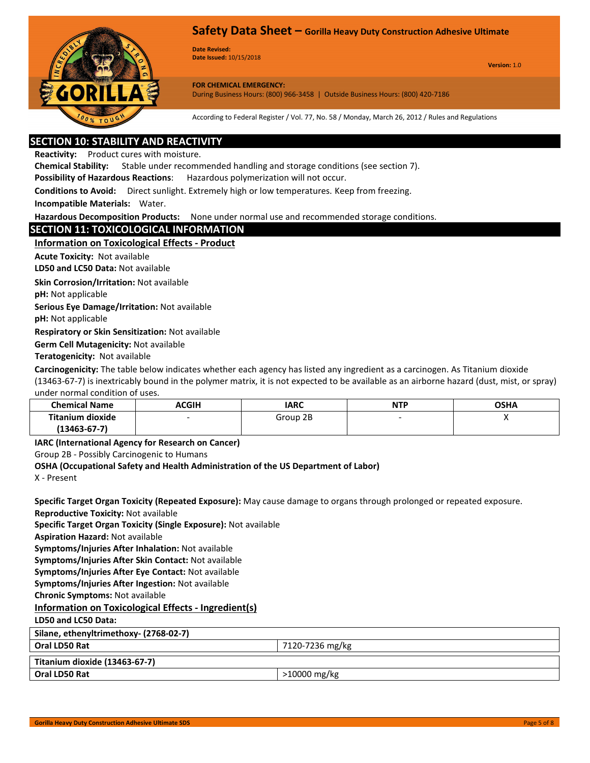## SECTION 10: STABILITY AND REACTIVITY

**Reactivity:** Product cures with moisture.

**Chemical Stability:** Stable under recommended handling and storage conditions (see section 7).

**Possibility of Hazardous Reactions**: Hazardous polymerization will not occur.

**Conditions to Avoid:** Direct sunlight. Extremely high or low temperatures. Keep from freezing.

**Incompatible Materials:** Water.

**Hazardous Decomposition Products:** None under normal use and recommended storage conditions.

## SECTION 11: TOXICOLOGICAL INFORMATION

### Information on Toxicological Effects - Product

**Acute Toxicity:** Not available

**LD50 and LC50 Data:** Not available

**Skin Corrosion/Irritation:** Not available

**pH:** Not applicable

**Serious Eye Damage/Irritation:** Not available

**pH:** Not applicable

**Respiratory or Skin Sensitization:** Not available

**Germ Cell Mutagenicity:** Not available

**Teratogenicity:** Not available

**Carcinogenicity:** The table below indicates whether each agency has listed any ingredient as a carcinogen. As Titanium dioxide (13463-67-7) is inextricably bound in the polymer matrix, it is not expected to be available as an airborne hazard (dust, mist, or spray) under normal condition of uses.

| Chemical Name | ACGIH | IARC | NTP | OSHA |
|---|---|---|---|---|
| Titanium dioxide (13463-67-7) | - | Group 2B | - | X |

**IARC (International Agency for Research on Cancer)**

Group 2B - Possibly Carcinogenic to Humans

**OSHA (Occupational Safety and Health Administration of the US Department of Labor)**

X - Present

**Specific Target Organ Toxicity (Repeated Exposure):** May cause damage to organs through prolonged or repeated exposure.

**Reproductive Toxicity:** Not available

**Specific Target Organ Toxicity (Single Exposure):** Not available

**Aspiration Hazard:** Not available

**Symptoms/Injuries After Inhalation:** Not available

**Symptoms/Injuries After Skin Contact:** Not available

**Symptoms/Injuries After Eye Contact:** Not available

**Symptoms/Injuries After Ingestion:** Not available

**Chronic Symptoms:** Not available

### Information on Toxicological Effects - Ingredient(s)

**LD50 and LC50 Data:**

| Silane, ethenyltrimethoxy- (2768-02-7) | |
|---|---|
| Oral LD50 Rat | 7120-7236 mg/kg |

| Titanium dioxide (13463-67-7) | |
|---|---|
| Oral LD50 Rat | >10000 mg/kg |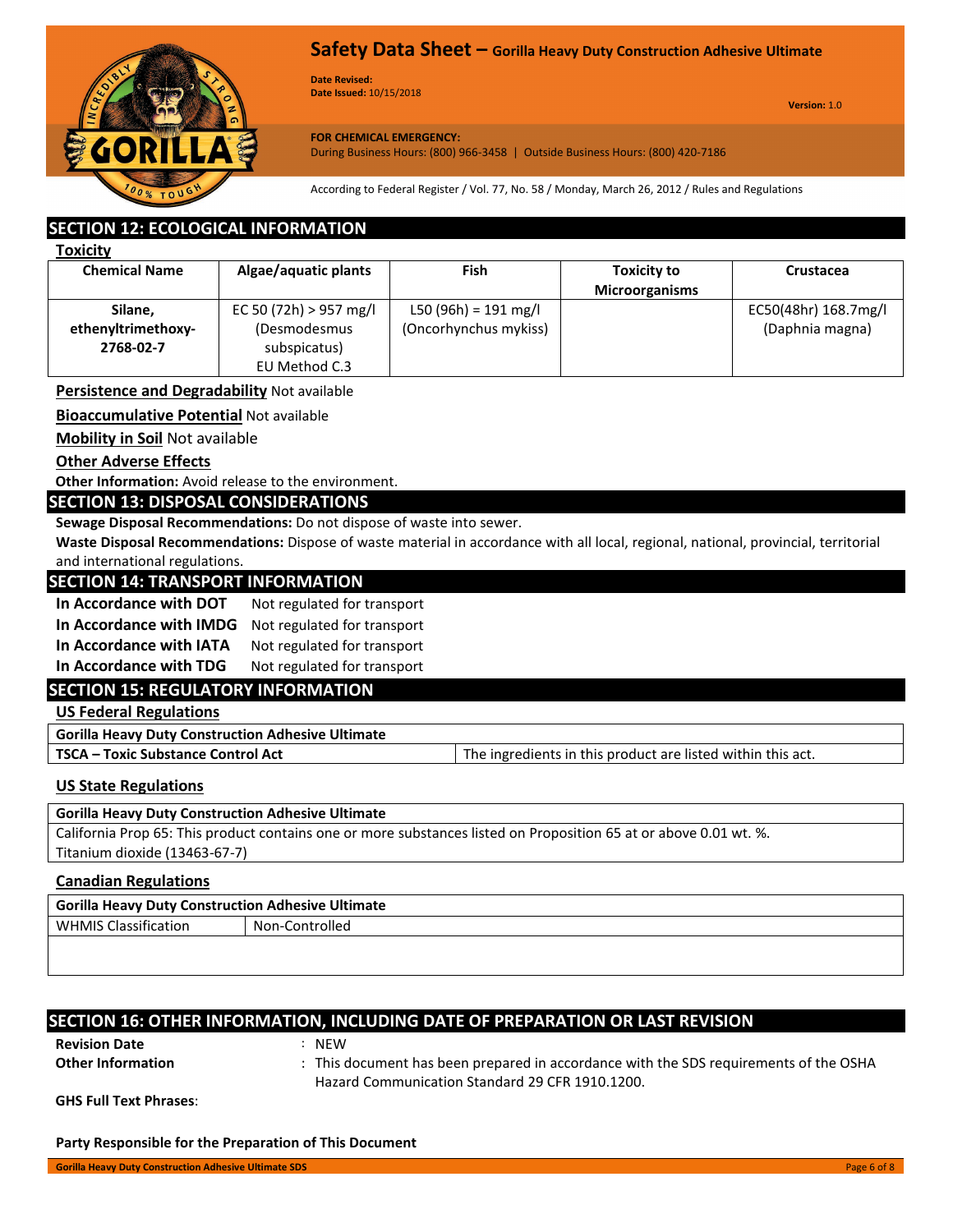## SECTION 12: ECOLOGICAL INFORMATION

### Toxicity

| Chemical Name | Algae/aquatic plants | Fish | Toxicity to Microorganisms | Crustacea |
|---|---|---|---|---|
| Silane, ethenyltrimethoxy- 2768-02-7 | EC 50 (72h) > 957 mg/l (Desmodesmus subspicatus) EU Method C.3 | L50 (96h) = 191 mg/l (Oncorhynchus mykiss) | | EC50(48hr) 168.7mg/l (Daphnia magna) |

**Persistence and Degradability** Not available

**Bioaccumulative Potential** Not available

**Mobility in Soil** Not available

**Other Adverse Effects**

**Other Information:** Avoid release to the environment.

## SECTION 13: DISPOSAL CONSIDERATIONS

**Sewage Disposal Recommendations:** Do not dispose of waste into sewer.

**Waste Disposal Recommendations:** Dispose of waste material in accordance with all local, regional, national, provincial, territorial and international regulations.

## SECTION 14: TRANSPORT INFORMATION

| | |
|---|---|
| **In Accordance with DOT** | Not regulated for transport |
| **In Accordance with IMDG** | Not regulated for transport |
| **In Accordance with IATA** | Not regulated for transport |
| **In Accordance with TDG** | Not regulated for transport |

## SECTION 15: REGULATORY INFORMATION

### US Federal Regulations

| Gorilla Heavy Duty Construction Adhesive Ultimate | |
|---|---|
| **TSCA – Toxic Substance Control Act** | The ingredients in this product are listed within this act. |

### US State Regulations

| Gorilla Heavy Duty Construction Adhesive Ultimate |
|---|
| California Prop 65: This product contains one or more substances listed on Proposition 65 at or above 0.01 wt. %. Titanium dioxide (13463-67-7) |

### Canadian Regulations

| Gorilla Heavy Duty Construction Adhesive Ultimate | |
|---|---|
| WHMIS Classification | Non-Controlled |

## SECTION 16: OTHER INFORMATION, INCLUDING DATE OF PREPARATION OR LAST REVISION

**Revision Date** : NEW

**Other Information** : This document has been prepared in accordance with the SDS requirements of the OSHA Hazard Communication Standard 29 CFR 1910.1200.

**GHS Full Text Phrases**:

**Party Responsible for the Preparation of This Document**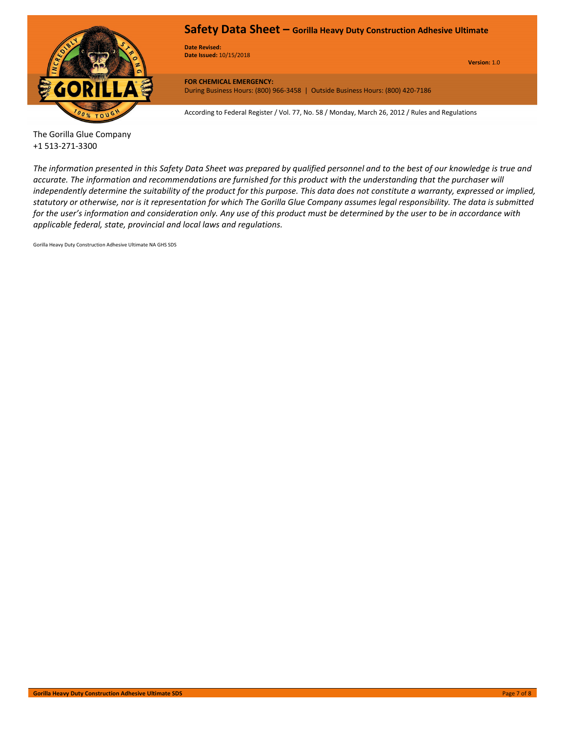The Gorilla Glue Company
+1 513-271-3300

*The information presented in this Safety Data Sheet was prepared by qualified personnel and to the best of our knowledge is true and accurate. The information and recommendations are furnished for this product with the understanding that the purchaser will independently determine the suitability of the product for this purpose. This data does not constitute a warranty, expressed or implied, statutory or otherwise, nor is it representation for which The Gorilla Glue Company assumes legal responsibility. The data is submitted for the user's information and consideration only. Any use of this product must be determined by the user to be in accordance with applicable federal, state, provincial and local laws and regulations.*

Gorilla Heavy Duty Construction Adhesive Ultimate NA GHS SDS